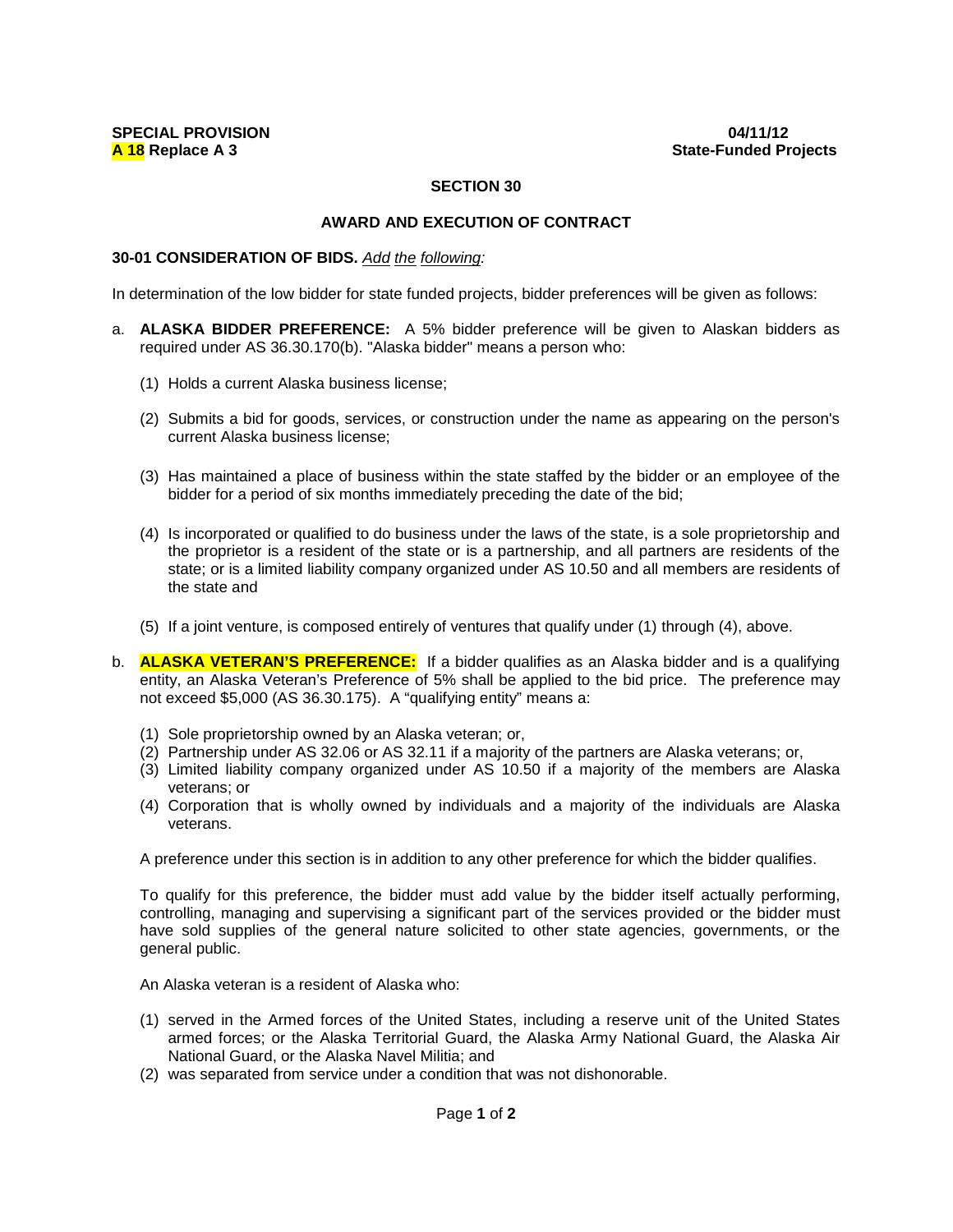**SPECIAL PROVISION** **04/11/12**
**A 18 Replace A 3** **State-Funded Projects**

## SECTION 30

### AWARD AND EXECUTION OF CONTRACT

**30-01 CONSIDERATION OF BIDS.** *Add the following:*

In determination of the low bidder for state funded projects, bidder preferences will be given as follows:

a. **ALASKA BIDDER PREFERENCE:** A 5% bidder preference will be given to Alaskan bidders as required under AS 36.30.170(b). "Alaska bidder" means a person who:

   (1) Holds a current Alaska business license;

   (2) Submits a bid for goods, services, or construction under the name as appearing on the person's current Alaska business license;

   (3) Has maintained a place of business within the state staffed by the bidder or an employee of the bidder for a period of six months immediately preceding the date of the bid;

   (4) Is incorporated or qualified to do business under the laws of the state, is a sole proprietorship and the proprietor is a resident of the state or is a partnership, and all partners are residents of the state; or is a limited liability company organized under AS 10.50 and all members are residents of the state and

   (5) If a joint venture, is composed entirely of ventures that qualify under (1) through (4), above.

b. **ALASKA VETERAN'S PREFERENCE:** If a bidder qualifies as an Alaska bidder and is a qualifying entity, an Alaska Veteran's Preference of 5% shall be applied to the bid price. The preference may not exceed $5,000 (AS 36.30.175). A "qualifying entity" means a:

   (1) Sole proprietorship owned by an Alaska veteran; or,
   (2) Partnership under AS 32.06 or AS 32.11 if a majority of the partners are Alaska veterans; or,
   (3) Limited liability company organized under AS 10.50 if a majority of the members are Alaska veterans; or
   (4) Corporation that is wholly owned by individuals and a majority of the individuals are Alaska veterans.

   A preference under this section is in addition to any other preference for which the bidder qualifies.

   To qualify for this preference, the bidder must add value by the bidder itself actually performing, controlling, managing and supervising a significant part of the services provided or the bidder must have sold supplies of the general nature solicited to other state agencies, governments, or the general public.

   An Alaska veteran is a resident of Alaska who:

   (1) served in the Armed forces of the United States, including a reserve unit of the United States armed forces; or the Alaska Territorial Guard, the Alaska Army National Guard, the Alaska Air National Guard, or the Alaska Navel Militia; and
   (2) was separated from service under a condition that was not dishonorable.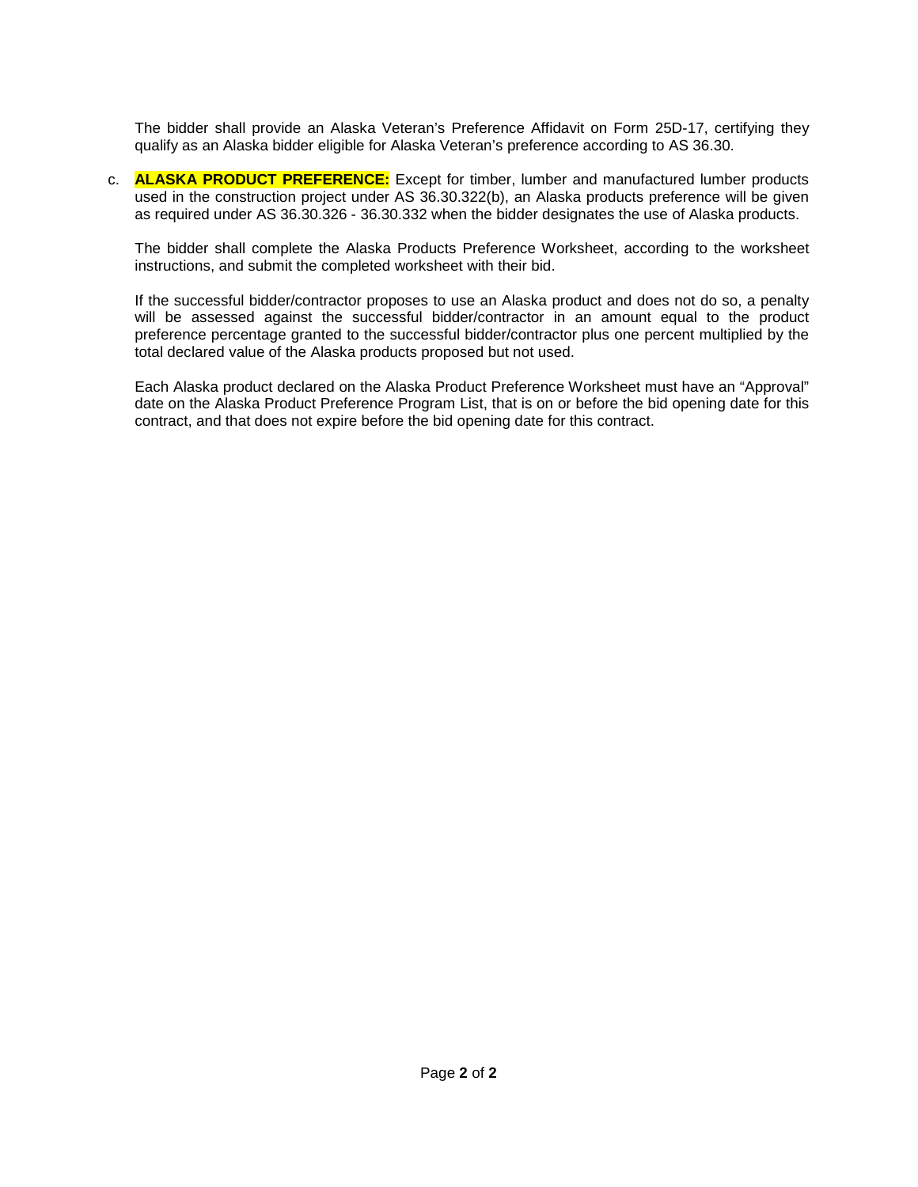The bidder shall provide an Alaska Veteran's Preference Affidavit on Form 25D-17, certifying they qualify as an Alaska bidder eligible for Alaska Veteran's preference according to AS 36.30.

c. **ALASKA PRODUCT PREFERENCE:** Except for timber, lumber and manufactured lumber products used in the construction project under AS 36.30.322(b), an Alaska products preference will be given as required under AS 36.30.326 - 36.30.332 when the bidder designates the use of Alaska products.

   The bidder shall complete the Alaska Products Preference Worksheet, according to the worksheet instructions, and submit the completed worksheet with their bid.

   If the successful bidder/contractor proposes to use an Alaska product and does not do so, a penalty will be assessed against the successful bidder/contractor in an amount equal to the product preference percentage granted to the successful bidder/contractor plus one percent multiplied by the total declared value of the Alaska products proposed but not used.

   Each Alaska product declared on the Alaska Product Preference Worksheet must have an "Approval" date on the Alaska Product Preference Program List, that is on or before the bid opening date for this contract, and that does not expire before the bid opening date for this contract.